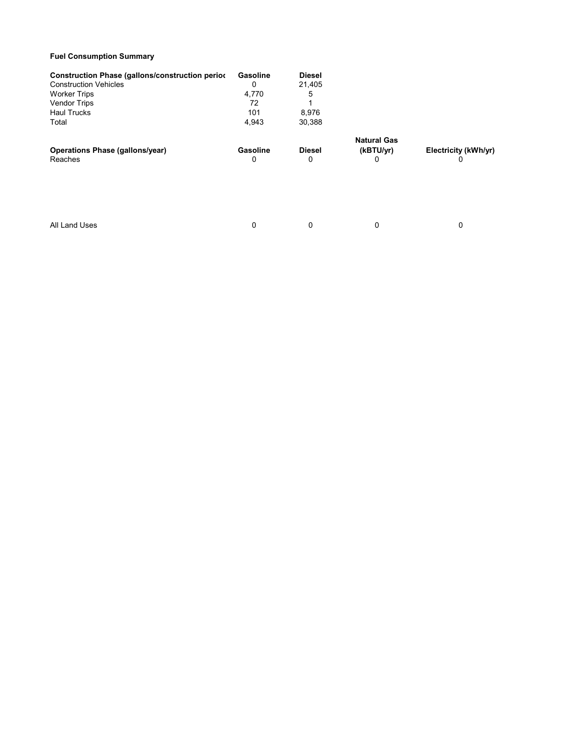**Fuel Consumption Summary**

| Construction Phase (gallons/construction perioc | Gasoline | Diesel |
|---|---|---|
| Construction Vehicles | 0 | 21,405 |
| Worker Trips | 4,770 | 5 |
| Vendor Trips | 72 | 1 |
| Haul Trucks | 101 | 8,976 |
| Total | 4,943 | 30,388 |

| Operations Phase (gallons/year) | Gasoline | Diesel | Natural Gas (kBTU/yr) | Electricity (kWh/yr) |
|---|---|---|---|---|
| Reaches | 0 | 0 | 0 | 0 |
| All Land Uses | 0 | 0 | 0 | 0 |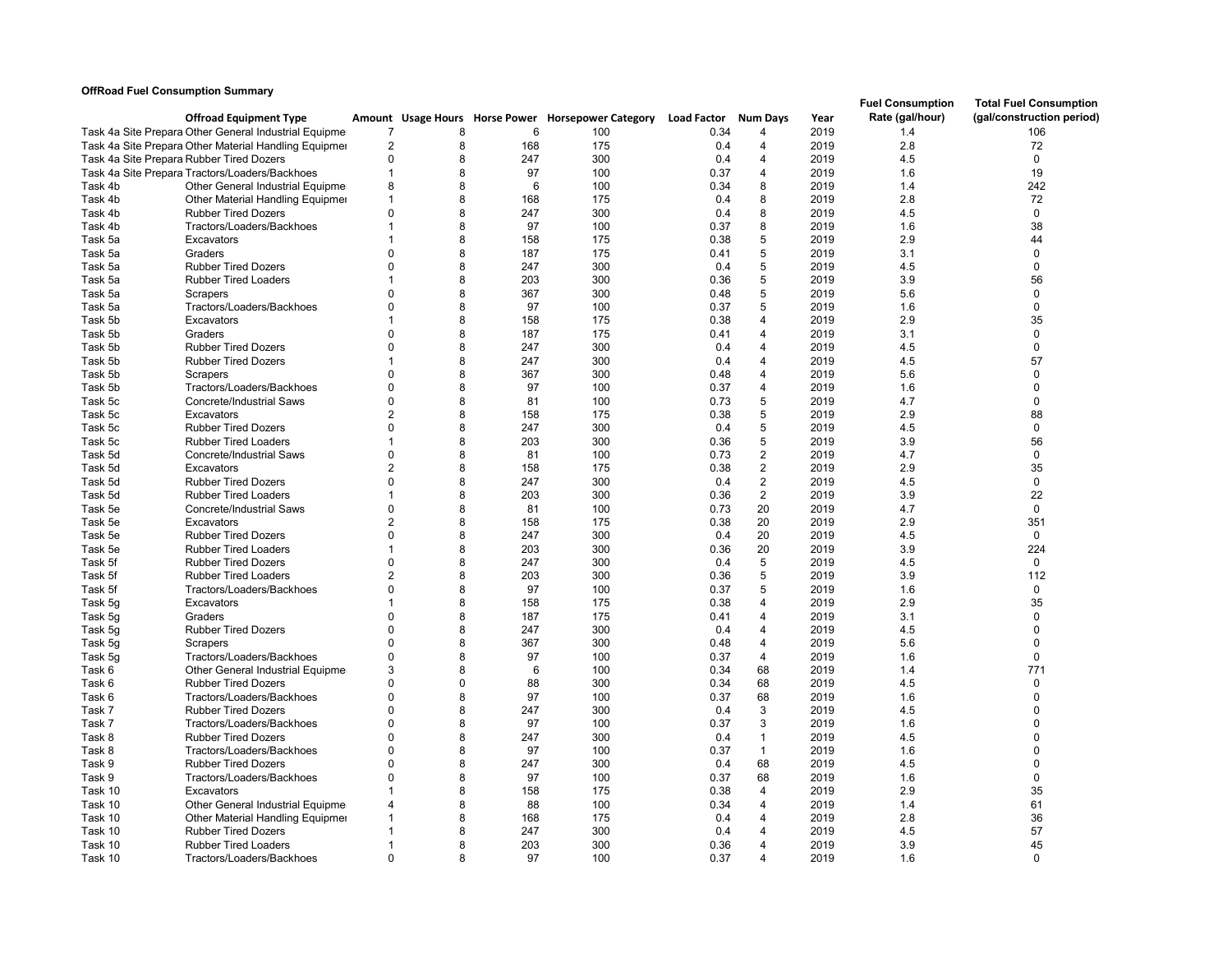**OffRoad Fuel Consumption Summary**

| | Offroad Equipment Type | Amount | Usage Hours | Horse Power | Horsepower Category | Load Factor | Num Days | Year | Fuel Consumption Rate (gal/hour) | Total Fuel Consumption (gal/construction period) |
|---|---|---|---|---|---|---|---|---|---|---|
| Task 4a Site Prepara | Other General Industrial Equipme | 7 | 8 | 6 | 100 | 0.34 | 4 | 2019 | 1.4 | 106 |
| Task 4a Site Prepara | Other Material Handling Equipmer | 2 | 8 | 168 | 175 | 0.4 | 4 | 2019 | 2.8 | 72 |
| Task 4a Site Prepara | Rubber Tired Dozers | 0 | 8 | 247 | 300 | 0.4 | 4 | 2019 | 4.5 | 0 |
| Task 4a Site Prepara | Tractors/Loaders/Backhoes | 1 | 8 | 97 | 100 | 0.37 | 4 | 2019 | 1.6 | 19 |
| Task 4b | Other General Industrial Equipme | 8 | 8 | 6 | 100 | 0.34 | 8 | 2019 | 1.4 | 242 |
| Task 4b | Other Material Handling Equipmer | 1 | 8 | 168 | 175 | 0.4 | 8 | 2019 | 2.8 | 72 |
| Task 4b | Rubber Tired Dozers | 0 | 8 | 247 | 300 | 0.4 | 8 | 2019 | 4.5 | 0 |
| Task 4b | Tractors/Loaders/Backhoes | 1 | 8 | 97 | 100 | 0.37 | 8 | 2019 | 1.6 | 38 |
| Task 5a | Excavators | 1 | 8 | 158 | 175 | 0.38 | 5 | 2019 | 2.9 | 44 |
| Task 5a | Graders | 0 | 8 | 187 | 175 | 0.41 | 5 | 2019 | 3.1 | 0 |
| Task 5a | Rubber Tired Dozers | 0 | 8 | 247 | 300 | 0.4 | 5 | 2019 | 4.5 | 0 |
| Task 5a | Rubber Tired Loaders | 1 | 8 | 203 | 300 | 0.36 | 5 | 2019 | 3.9 | 56 |
| Task 5a | Scrapers | 0 | 8 | 367 | 300 | 0.48 | 5 | 2019 | 5.6 | 0 |
| Task 5a | Tractors/Loaders/Backhoes | 0 | 8 | 97 | 100 | 0.37 | 5 | 2019 | 1.6 | 0 |
| Task 5b | Excavators | 1 | 8 | 158 | 175 | 0.38 | 4 | 2019 | 2.9 | 35 |
| Task 5b | Graders | 0 | 8 | 187 | 175 | 0.41 | 4 | 2019 | 3.1 | 0 |
| Task 5b | Rubber Tired Dozers | 0 | 8 | 247 | 300 | 0.4 | 4 | 2019 | 4.5 | 0 |
| Task 5b | Rubber Tired Dozers | 1 | 8 | 247 | 300 | 0.4 | 4 | 2019 | 4.5 | 57 |
| Task 5b | Scrapers | 0 | 8 | 367 | 300 | 0.48 | 4 | 2019 | 5.6 | 0 |
| Task 5b | Tractors/Loaders/Backhoes | 0 | 8 | 97 | 100 | 0.37 | 4 | 2019 | 1.6 | 0 |
| Task 5c | Concrete/Industrial Saws | 0 | 8 | 81 | 100 | 0.73 | 5 | 2019 | 4.7 | 0 |
| Task 5c | Excavators | 2 | 8 | 158 | 175 | 0.38 | 5 | 2019 | 2.9 | 88 |
| Task 5c | Rubber Tired Dozers | 0 | 8 | 247 | 300 | 0.4 | 5 | 2019 | 4.5 | 0 |
| Task 5c | Rubber Tired Loaders | 1 | 8 | 203 | 300 | 0.36 | 5 | 2019 | 3.9 | 56 |
| Task 5d | Concrete/Industrial Saws | 0 | 8 | 81 | 100 | 0.73 | 2 | 2019 | 4.7 | 0 |
| Task 5d | Excavators | 2 | 8 | 158 | 175 | 0.38 | 2 | 2019 | 2.9 | 35 |
| Task 5d | Rubber Tired Dozers | 0 | 8 | 247 | 300 | 0.4 | 2 | 2019 | 4.5 | 0 |
| Task 5d | Rubber Tired Loaders | 1 | 8 | 203 | 300 | 0.36 | 2 | 2019 | 3.9 | 22 |
| Task 5e | Concrete/Industrial Saws | 0 | 8 | 81 | 100 | 0.73 | 20 | 2019 | 4.7 | 0 |
| Task 5e | Excavators | 2 | 8 | 158 | 175 | 0.38 | 20 | 2019 | 2.9 | 351 |
| Task 5e | Rubber Tired Dozers | 0 | 8 | 247 | 300 | 0.4 | 20 | 2019 | 4.5 | 0 |
| Task 5e | Rubber Tired Loaders | 1 | 8 | 203 | 300 | 0.36 | 20 | 2019 | 3.9 | 224 |
| Task 5f | Rubber Tired Dozers | 0 | 8 | 247 | 300 | 0.4 | 5 | 2019 | 4.5 | 0 |
| Task 5f | Rubber Tired Loaders | 2 | 8 | 203 | 300 | 0.36 | 5 | 2019 | 3.9 | 112 |
| Task 5f | Tractors/Loaders/Backhoes | 0 | 8 | 97 | 100 | 0.37 | 5 | 2019 | 1.6 | 0 |
| Task 5g | Excavators | 1 | 8 | 158 | 175 | 0.38 | 4 | 2019 | 2.9 | 35 |
| Task 5g | Graders | 0 | 8 | 187 | 175 | 0.41 | 4 | 2019 | 3.1 | 0 |
| Task 5g | Rubber Tired Dozers | 0 | 8 | 247 | 300 | 0.4 | 4 | 2019 | 4.5 | 0 |
| Task 5g | Scrapers | 0 | 8 | 367 | 300 | 0.48 | 4 | 2019 | 5.6 | 0 |
| Task 5g | Tractors/Loaders/Backhoes | 0 | 8 | 97 | 100 | 0.37 | 4 | 2019 | 1.6 | 0 |
| Task 6 | Other General Industrial Equipme | 3 | 8 | 6 | 100 | 0.34 | 68 | 2019 | 1.4 | 771 |
| Task 6 | Rubber Tired Dozers | 0 | 0 | 88 | 300 | 0.34 | 68 | 2019 | 4.5 | 0 |
| Task 6 | Tractors/Loaders/Backhoes | 0 | 8 | 97 | 100 | 0.37 | 68 | 2019 | 1.6 | 0 |
| Task 7 | Rubber Tired Dozers | 0 | 8 | 247 | 300 | 0.4 | 3 | 2019 | 4.5 | 0 |
| Task 7 | Tractors/Loaders/Backhoes | 0 | 8 | 97 | 100 | 0.37 | 3 | 2019 | 1.6 | 0 |
| Task 8 | Rubber Tired Dozers | 0 | 8 | 247 | 300 | 0.4 | 1 | 2019 | 4.5 | 0 |
| Task 8 | Tractors/Loaders/Backhoes | 0 | 8 | 97 | 100 | 0.37 | 1 | 2019 | 1.6 | 0 |
| Task 9 | Rubber Tired Dozers | 0 | 8 | 247 | 300 | 0.4 | 68 | 2019 | 4.5 | 0 |
| Task 9 | Tractors/Loaders/Backhoes | 0 | 8 | 97 | 100 | 0.37 | 68 | 2019 | 1.6 | 0 |
| Task 10 | Excavators | 1 | 8 | 158 | 175 | 0.38 | 4 | 2019 | 2.9 | 35 |
| Task 10 | Other General Industrial Equipme | 4 | 8 | 88 | 100 | 0.34 | 4 | 2019 | 1.4 | 61 |
| Task 10 | Other Material Handling Equipmer | 1 | 8 | 168 | 175 | 0.4 | 4 | 2019 | 2.8 | 36 |
| Task 10 | Rubber Tired Dozers | 1 | 8 | 247 | 300 | 0.4 | 4 | 2019 | 4.5 | 57 |
| Task 10 | Rubber Tired Loaders | 1 | 8 | 203 | 300 | 0.36 | 4 | 2019 | 3.9 | 45 |
| Task 10 | Tractors/Loaders/Backhoes | 0 | 8 | 97 | 100 | 0.37 | 4 | 2019 | 1.6 | 0 |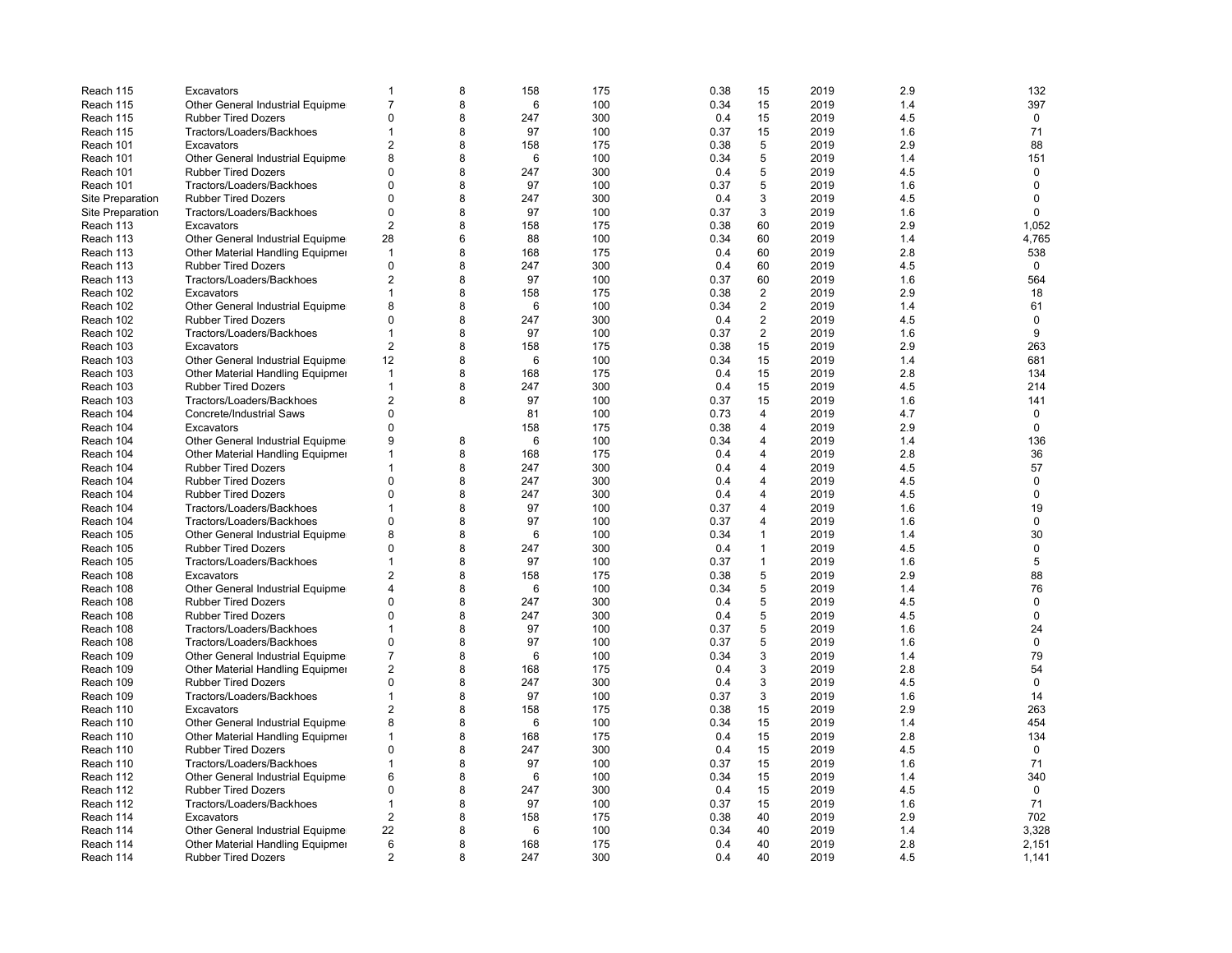| | | | | | | | | | | |
|---|---|---|---|---|---|---|---|---|---|---|
| Reach 115 | Excavators | 1 | 8 | 158 | 175 | 0.38 | 15 | 2019 | 2.9 | 132 |
| Reach 115 | Other General Industrial Equipme | 7 | 8 | 6 | 100 | 0.34 | 15 | 2019 | 1.4 | 397 |
| Reach 115 | Rubber Tired Dozers | 0 | 8 | 247 | 300 | 0.4 | 15 | 2019 | 4.5 | 0 |
| Reach 115 | Tractors/Loaders/Backhoes | 1 | 8 | 97 | 100 | 0.37 | 15 | 2019 | 1.6 | 71 |
| Reach 101 | Excavators | 2 | 8 | 158 | 175 | 0.38 | 5 | 2019 | 2.9 | 88 |
| Reach 101 | Other General Industrial Equipme | 8 | 8 | 6 | 100 | 0.34 | 5 | 2019 | 1.4 | 151 |
| Reach 101 | Rubber Tired Dozers | 0 | 8 | 247 | 300 | 0.4 | 5 | 2019 | 4.5 | 0 |
| Reach 101 | Tractors/Loaders/Backhoes | 0 | 8 | 97 | 100 | 0.37 | 5 | 2019 | 1.6 | 0 |
| Site Preparation | Rubber Tired Dozers | 0 | 8 | 247 | 300 | 0.4 | 3 | 2019 | 4.5 | 0 |
| Site Preparation | Tractors/Loaders/Backhoes | 0 | 8 | 97 | 100 | 0.37 | 3 | 2019 | 1.6 | 0 |
| Reach 113 | Excavators | 2 | 8 | 158 | 175 | 0.38 | 60 | 2019 | 2.9 | 1,052 |
| Reach 113 | Other General Industrial Equipme | 28 | 6 | 88 | 100 | 0.34 | 60 | 2019 | 1.4 | 4,765 |
| Reach 113 | Other Material Handling Equipmer | 1 | 8 | 168 | 175 | 0.4 | 60 | 2019 | 2.8 | 538 |
| Reach 113 | Rubber Tired Dozers | 0 | 8 | 247 | 300 | 0.4 | 60 | 2019 | 4.5 | 0 |
| Reach 113 | Tractors/Loaders/Backhoes | 2 | 8 | 97 | 100 | 0.37 | 60 | 2019 | 1.6 | 564 |
| Reach 102 | Excavators | 1 | 8 | 158 | 175 | 0.38 | 2 | 2019 | 2.9 | 18 |
| Reach 102 | Other General Industrial Equipme | 8 | 8 | 6 | 100 | 0.34 | 2 | 2019 | 1.4 | 61 |
| Reach 102 | Rubber Tired Dozers | 0 | 8 | 247 | 300 | 0.4 | 2 | 2019 | 4.5 | 0 |
| Reach 102 | Tractors/Loaders/Backhoes | 1 | 8 | 97 | 100 | 0.37 | 2 | 2019 | 1.6 | 9 |
| Reach 103 | Excavators | 2 | 8 | 158 | 175 | 0.38 | 15 | 2019 | 2.9 | 263 |
| Reach 103 | Other General Industrial Equipme | 12 | 8 | 6 | 100 | 0.34 | 15 | 2019 | 1.4 | 681 |
| Reach 103 | Other Material Handling Equipmer | 1 | 8 | 168 | 175 | 0.4 | 15 | 2019 | 2.8 | 134 |
| Reach 103 | Rubber Tired Dozers | 1 | 8 | 247 | 300 | 0.4 | 15 | 2019 | 4.5 | 214 |
| Reach 103 | Tractors/Loaders/Backhoes | 2 | 8 | 97 | 100 | 0.37 | 15 | 2019 | 1.6 | 141 |
| Reach 104 | Concrete/Industrial Saws | 0 | | 81 | 100 | 0.73 | 4 | 2019 | 4.7 | 0 |
| Reach 104 | Excavators | 0 | | 158 | 175 | 0.38 | 4 | 2019 | 2.9 | 0 |
| Reach 104 | Other General Industrial Equipme | 9 | 8 | 6 | 100 | 0.34 | 4 | 2019 | 1.4 | 136 |
| Reach 104 | Other Material Handling Equipmer | 1 | 8 | 168 | 175 | 0.4 | 4 | 2019 | 2.8 | 36 |
| Reach 104 | Rubber Tired Dozers | 1 | 8 | 247 | 300 | 0.4 | 4 | 2019 | 4.5 | 57 |
| Reach 104 | Rubber Tired Dozers | 0 | 8 | 247 | 300 | 0.4 | 4 | 2019 | 4.5 | 0 |
| Reach 104 | Rubber Tired Dozers | 0 | 8 | 247 | 300 | 0.4 | 4 | 2019 | 4.5 | 0 |
| Reach 104 | Tractors/Loaders/Backhoes | 1 | 8 | 97 | 100 | 0.37 | 4 | 2019 | 1.6 | 19 |
| Reach 104 | Tractors/Loaders/Backhoes | 0 | 8 | 97 | 100 | 0.37 | 4 | 2019 | 1.6 | 0 |
| Reach 105 | Other General Industrial Equipme | 8 | 8 | 6 | 100 | 0.34 | 1 | 2019 | 1.4 | 30 |
| Reach 105 | Rubber Tired Dozers | 0 | 8 | 247 | 300 | 0.4 | 1 | 2019 | 4.5 | 0 |
| Reach 105 | Tractors/Loaders/Backhoes | 1 | 8 | 97 | 100 | 0.37 | 1 | 2019 | 1.6 | 5 |
| Reach 108 | Excavators | 2 | 8 | 158 | 175 | 0.38 | 5 | 2019 | 2.9 | 88 |
| Reach 108 | Other General Industrial Equipme | 4 | 8 | 6 | 100 | 0.34 | 5 | 2019 | 1.4 | 76 |
| Reach 108 | Rubber Tired Dozers | 0 | 8 | 247 | 300 | 0.4 | 5 | 2019 | 4.5 | 0 |
| Reach 108 | Rubber Tired Dozers | 0 | 8 | 247 | 300 | 0.4 | 5 | 2019 | 4.5 | 0 |
| Reach 108 | Tractors/Loaders/Backhoes | 1 | 8 | 97 | 100 | 0.37 | 5 | 2019 | 1.6 | 24 |
| Reach 108 | Tractors/Loaders/Backhoes | 0 | 8 | 97 | 100 | 0.37 | 5 | 2019 | 1.6 | 0 |
| Reach 109 | Other General Industrial Equipme | 7 | 8 | 6 | 100 | 0.34 | 3 | 2019 | 1.4 | 79 |
| Reach 109 | Other Material Handling Equipmer | 2 | 8 | 168 | 175 | 0.4 | 3 | 2019 | 2.8 | 54 |
| Reach 109 | Rubber Tired Dozers | 0 | 8 | 247 | 300 | 0.4 | 3 | 2019 | 4.5 | 0 |
| Reach 109 | Tractors/Loaders/Backhoes | 1 | 8 | 97 | 100 | 0.37 | 3 | 2019 | 1.6 | 14 |
| Reach 110 | Excavators | 2 | 8 | 158 | 175 | 0.38 | 15 | 2019 | 2.9 | 263 |
| Reach 110 | Other General Industrial Equipme | 8 | 8 | 6 | 100 | 0.34 | 15 | 2019 | 1.4 | 454 |
| Reach 110 | Other Material Handling Equipmer | 1 | 8 | 168 | 175 | 0.4 | 15 | 2019 | 2.8 | 134 |
| Reach 110 | Rubber Tired Dozers | 0 | 8 | 247 | 300 | 0.4 | 15 | 2019 | 4.5 | 0 |
| Reach 110 | Tractors/Loaders/Backhoes | 1 | 8 | 97 | 100 | 0.37 | 15 | 2019 | 1.6 | 71 |
| Reach 112 | Other General Industrial Equipme | 6 | 8 | 6 | 100 | 0.34 | 15 | 2019 | 1.4 | 340 |
| Reach 112 | Rubber Tired Dozers | 0 | 8 | 247 | 300 | 0.4 | 15 | 2019 | 4.5 | 0 |
| Reach 112 | Tractors/Loaders/Backhoes | 1 | 8 | 97 | 100 | 0.37 | 15 | 2019 | 1.6 | 71 |
| Reach 114 | Excavators | 2 | 8 | 158 | 175 | 0.38 | 40 | 2019 | 2.9 | 702 |
| Reach 114 | Other General Industrial Equipme | 22 | 8 | 6 | 100 | 0.34 | 40 | 2019 | 1.4 | 3,328 |
| Reach 114 | Other Material Handling Equipmer | 6 | 8 | 168 | 175 | 0.4 | 40 | 2019 | 2.8 | 2,151 |
| Reach 114 | Rubber Tired Dozers | 2 | 8 | 247 | 300 | 0.4 | 40 | 2019 | 4.5 | 1,141 |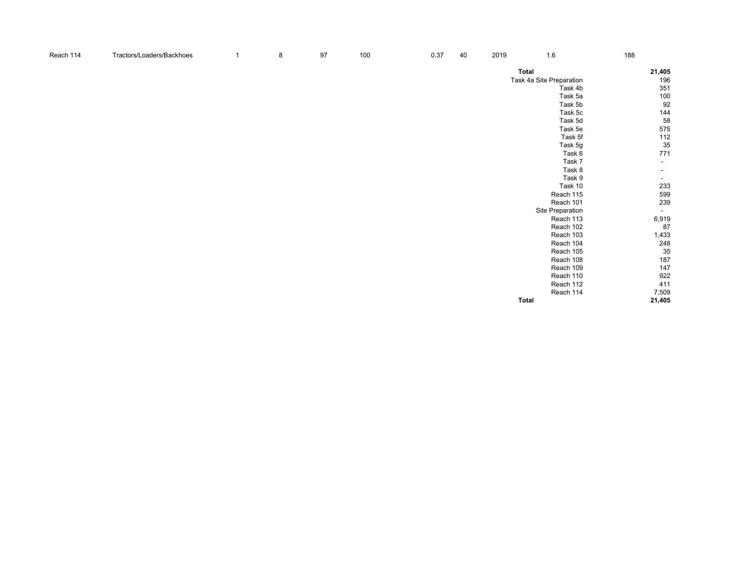| | | | | | | | | | | | |
|---|---|---|---|---|---|---|---|---|---|---|---|
| Reach 114 | Tractors/Loaders/Backhoes | 1 | 8 | 97 | 100 | 0.37 | 40 | 2019 | 1.6 | 188 | |
| | | | | | | | | | **Total** | | **21,405** |
| | | | | | | | | | Task 4a Site Preparation | | 196 |
| | | | | | | | | | Task 4b | | 351 |
| | | | | | | | | | Task 5a | | 100 |
| | | | | | | | | | Task 5b | | 92 |
| | | | | | | | | | Task 5c | | 144 |
| | | | | | | | | | Task 5d | | 58 |
| | | | | | | | | | Task 5e | | 575 |
| | | | | | | | | | Task 5f | | 112 |
| | | | | | | | | | Task 5g | | 35 |
| | | | | | | | | | Task 6 | | 771 |
| | | | | | | | | | Task 7 | | - |
| | | | | | | | | | Task 8 | | - |
| | | | | | | | | | Task 9 | | - |
| | | | | | | | | | Task 10 | | 233 |
| | | | | | | | | | Reach 115 | | 599 |
| | | | | | | | | | Reach 101 | | 239 |
| | | | | | | | | | Site Preparation | | - |
| | | | | | | | | | Reach 113 | | 6,919 |
| | | | | | | | | | Reach 102 | | 87 |
| | | | | | | | | | Reach 103 | | 1,433 |
| | | | | | | | | | Reach 104 | | 248 |
| | | | | | | | | | Reach 105 | | 35 |
| | | | | | | | | | Reach 108 | | 187 |
| | | | | | | | | | Reach 109 | | 147 |
| | | | | | | | | | Reach 110 | | 922 |
| | | | | | | | | | Reach 112 | | 411 |
| | | | | | | | | | Reach 114 | | 7,509 |
| | | | | | | | | | **Total** | | **21,405** |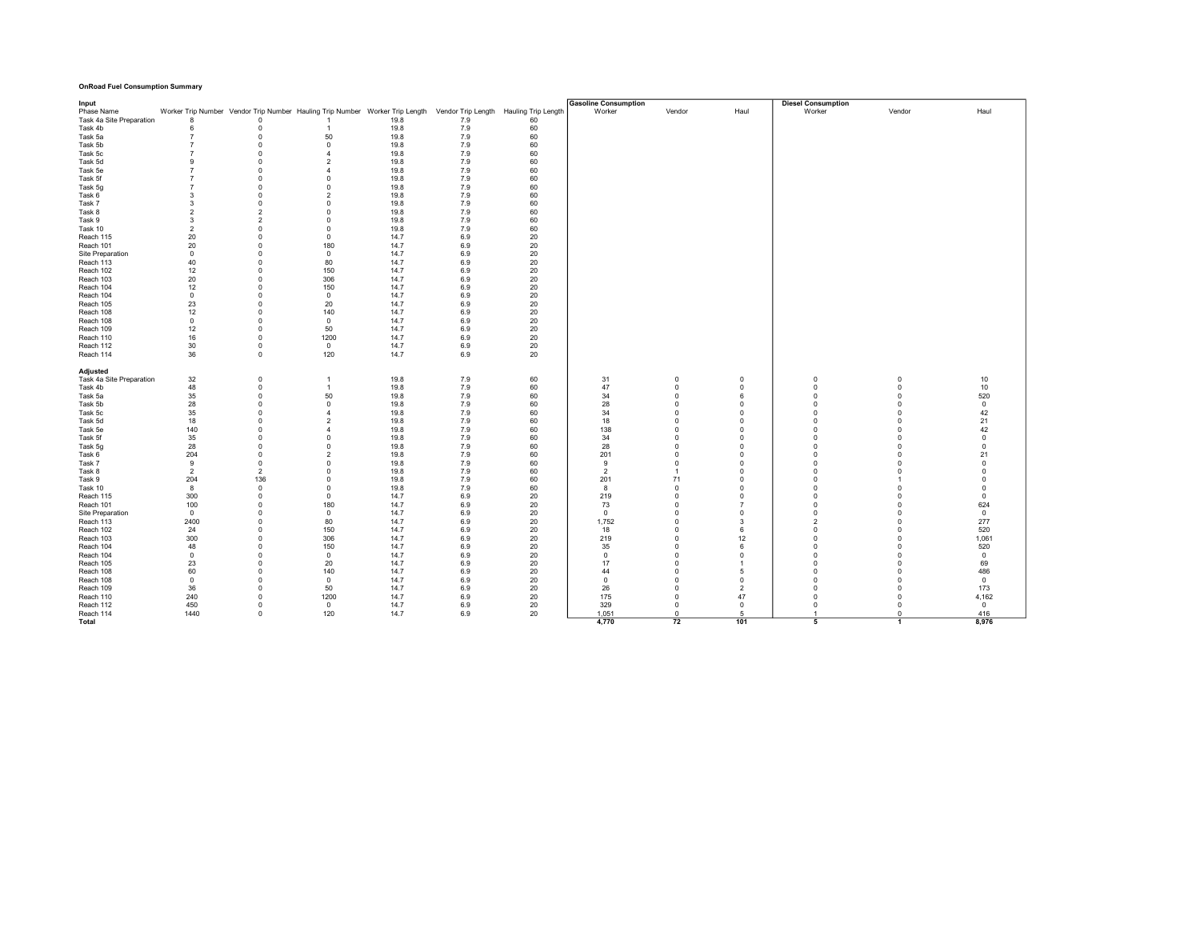**OnRoad Fuel Consumption Summary**

| Input | | | | | | | Gasoline Consumption | | | Diesel Consumption | | |
|---|---|---|---|---|---|---|---|---|---|---|---|---|
| Phase Name | Worker Trip Number | Vendor Trip Number | Hauling Trip Number | Worker Trip Length | Vendor Trip Length | Hauling Trip Length | Worker | Vendor | Haul | Worker | Vendor | Haul |
| Task 4a Site Preparation | 8 | 0 | 1 | 19.8 | 7.9 | 60 | | | | | | |
| Task 4b | 6 | 0 | 1 | 19.8 | 7.9 | 60 | | | | | | |
| Task 5a | 7 | 0 | 50 | 19.8 | 7.9 | 60 | | | | | | |
| Task 5b | 7 | 0 | 0 | 19.8 | 7.9 | 60 | | | | | | |
| Task 5c | 7 | 0 | 4 | 19.8 | 7.9 | 60 | | | | | | |
| Task 5d | 9 | 0 | 2 | 19.8 | 7.9 | 60 | | | | | | |
| Task 5e | 7 | 0 | 4 | 19.8 | 7.9 | 60 | | | | | | |
| Task 5f | 7 | 0 | 0 | 19.8 | 7.9 | 60 | | | | | | |
| Task 5g | 7 | 0 | 0 | 19.8 | 7.9 | 60 | | | | | | |
| Task 6 | 3 | 0 | 2 | 19.8 | 7.9 | 60 | | | | | | |
| Task 7 | 3 | 0 | 0 | 19.8 | 7.9 | 60 | | | | | | |
| Task 8 | 2 | 2 | 0 | 19.8 | 7.9 | 60 | | | | | | |
| Task 9 | 3 | 2 | 0 | 19.8 | 7.9 | 60 | | | | | | |
| Task 10 | 2 | 0 | 0 | 19.8 | 7.9 | 60 | | | | | | |
| Reach 115 | 20 | 0 | 0 | 14.7 | 6.9 | 20 | | | | | | |
| Reach 101 | 20 | 0 | 180 | 14.7 | 6.9 | 20 | | | | | | |
| Site Preparation | 0 | 0 | 0 | 14.7 | 6.9 | 20 | | | | | | |
| Reach 113 | 40 | 0 | 80 | 14.7 | 6.9 | 20 | | | | | | |
| Reach 102 | 12 | 0 | 150 | 14.7 | 6.9 | 20 | | | | | | |
| Reach 103 | 20 | 0 | 306 | 14.7 | 6.9 | 20 | | | | | | |
| Reach 104 | 12 | 0 | 150 | 14.7 | 6.9 | 20 | | | | | | |
| Reach 104 | 0 | 0 | 0 | 14.7 | 6.9 | 20 | | | | | | |
| Reach 105 | 23 | 0 | 20 | 14.7 | 6.9 | 20 | | | | | | |
| Reach 108 | 12 | 0 | 140 | 14.7 | 6.9 | 20 | | | | | | |
| Reach 108 | 0 | 0 | 0 | 14.7 | 6.9 | 20 | | | | | | |
| Reach 109 | 12 | 0 | 50 | 14.7 | 6.9 | 20 | | | | | | |
| Reach 110 | 16 | 0 | 1200 | 14.7 | 6.9 | 20 | | | | | | |
| Reach 112 | 30 | 0 | 0 | 14.7 | 6.9 | 20 | | | | | | |
| Reach 114 | 36 | 0 | 120 | 14.7 | 6.9 | 20 | | | | | | |
| **Adjusted** | | | | | | | | | | | | |
| Task 4a Site Preparation | 32 | 0 | 1 | 19.8 | 7.9 | 60 | 31 | 0 | 0 | 0 | 0 | 10 |
| Task 4b | 48 | 0 | 1 | 19.8 | 7.9 | 60 | 47 | 0 | 0 | 0 | 0 | 10 |
| Task 5a | 35 | 0 | 50 | 19.8 | 7.9 | 60 | 34 | 0 | 6 | 0 | 0 | 520 |
| Task 5b | 28 | 0 | 0 | 19.8 | 7.9 | 60 | 28 | 0 | 0 | 0 | 0 | 0 |
| Task 5c | 35 | 0 | 4 | 19.8 | 7.9 | 60 | 34 | 0 | 0 | 0 | 0 | 42 |
| Task 5d | 18 | 0 | 2 | 19.8 | 7.9 | 60 | 18 | 0 | 0 | 0 | 0 | 21 |
| Task 5e | 140 | 0 | 4 | 19.8 | 7.9 | 60 | 138 | 0 | 0 | 0 | 0 | 42 |
| Task 5f | 35 | 0 | 0 | 19.8 | 7.9 | 60 | 34 | 0 | 0 | 0 | 0 | 0 |
| Task 5g | 28 | 0 | 0 | 19.8 | 7.9 | 60 | 28 | 0 | 0 | 0 | 0 | 0 |
| Task 6 | 204 | 0 | 2 | 19.8 | 7.9 | 60 | 201 | 0 | 0 | 0 | 0 | 21 |
| Task 7 | 9 | 0 | 0 | 19.8 | 7.9 | 60 | 9 | 0 | 0 | 0 | 0 | 0 |
| Task 8 | 2 | 2 | 0 | 19.8 | 7.9 | 60 | 2 | 1 | 0 | 0 | 0 | 0 |
| Task 9 | 204 | 136 | 0 | 19.8 | 7.9 | 60 | 201 | 71 | 0 | 0 | 1 | 0 |
| Task 10 | 8 | 0 | 0 | 19.8 | 7.9 | 60 | 8 | 0 | 0 | 0 | 0 | 0 |
| Reach 115 | 300 | 0 | 0 | 14.7 | 6.9 | 20 | 219 | 0 | 0 | 0 | 0 | 0 |
| Reach 101 | 100 | 0 | 180 | 14.7 | 6.9 | 20 | 73 | 0 | 7 | 0 | 0 | 624 |
| Site Preparation | 0 | 0 | 0 | 14.7 | 6.9 | 20 | 0 | 0 | 0 | 0 | 0 | 0 |
| Reach 113 | 2400 | 0 | 80 | 14.7 | 6.9 | 20 | 1,752 | 0 | 3 | 2 | 0 | 277 |
| Reach 102 | 24 | 0 | 150 | 14.7 | 6.9 | 20 | 18 | 0 | 6 | 0 | 0 | 520 |
| Reach 103 | 300 | 0 | 306 | 14.7 | 6.9 | 20 | 219 | 0 | 12 | 0 | 0 | 1,061 |
| Reach 104 | 48 | 0 | 150 | 14.7 | 6.9 | 20 | 35 | 0 | 6 | 0 | 0 | 520 |
| Reach 104 | 0 | 0 | 0 | 14.7 | 6.9 | 20 | 0 | 0 | 0 | 0 | 0 | 0 |
| Reach 105 | 23 | 0 | 20 | 14.7 | 6.9 | 20 | 17 | 0 | 1 | 0 | 0 | 69 |
| Reach 108 | 60 | 0 | 140 | 14.7 | 6.9 | 20 | 44 | 0 | 5 | 0 | 0 | 486 |
| Reach 108 | 0 | 0 | 0 | 14.7 | 6.9 | 20 | 0 | 0 | 0 | 0 | 0 | 0 |
| Reach 109 | 36 | 0 | 50 | 14.7 | 6.9 | 20 | 26 | 0 | 2 | 0 | 0 | 173 |
| Reach 110 | 240 | 0 | 1200 | 14.7 | 6.9 | 20 | 175 | 0 | 47 | 0 | 0 | 4,162 |
| Reach 112 | 450 | 0 | 0 | 14.7 | 6.9 | 20 | 329 | 0 | 0 | 0 | 0 | 0 |
| Reach 114 | 1440 | 0 | 120 | 14.7 | 6.9 | 20 | 1,051 | 0 | 5 | 1 | 0 | 416 |
| **Total** | | | | | | | **4,770** | **72** | **101** | **5** | **1** | **8,976** |